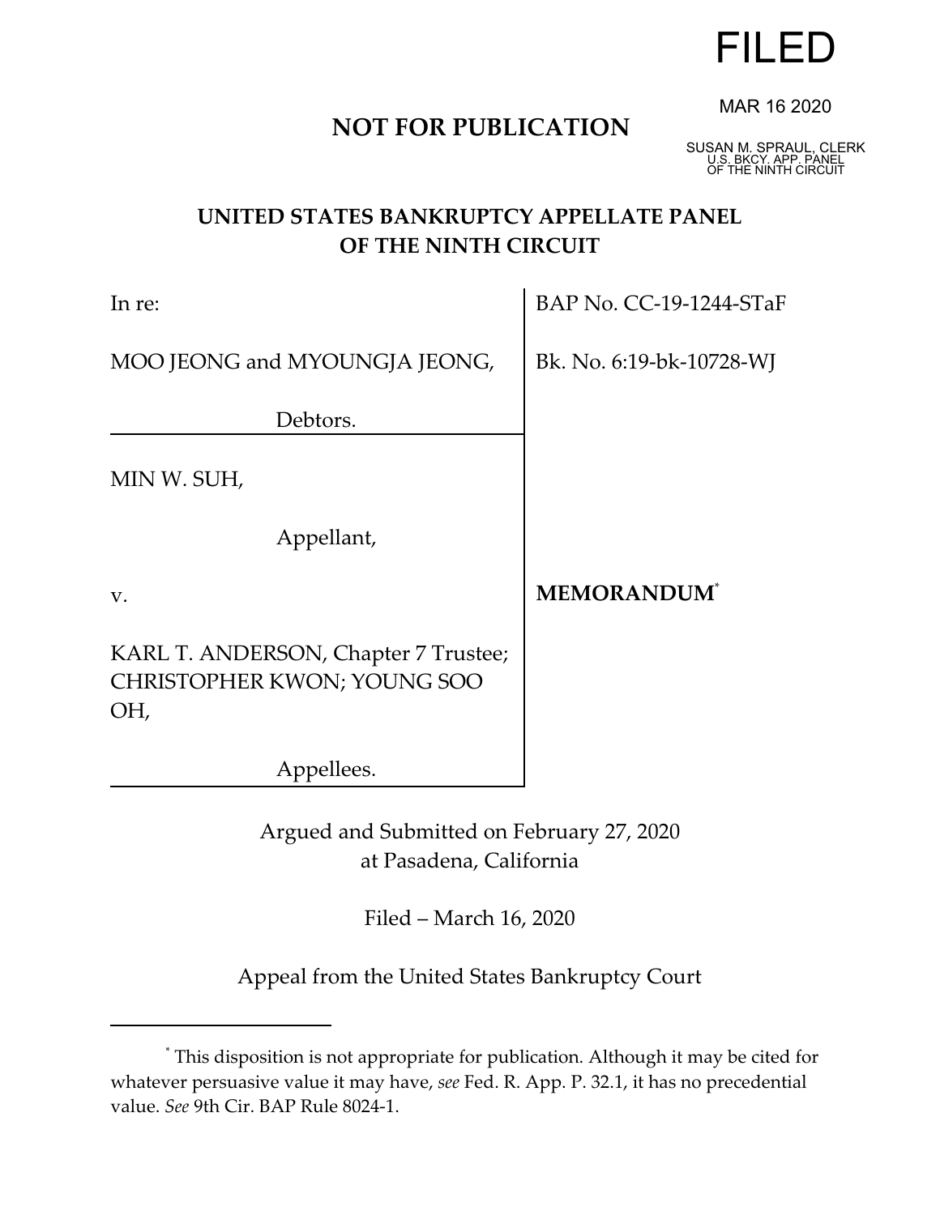FILED

MAR 16 2020

SUSAN M. SPRAUL, CLERK
U.S. BKCY. APP. PANEL
OF THE NINTH CIRCUIT

**NOT FOR PUBLICATION**

## UNITED STATES BANKRUPTCY APPELLATE PANEL OF THE NINTH CIRCUIT

| | |
|---|---|
| In re: | BAP No. CC-19-1244-STaF |
| MOO JEONG and MYOUNGJA JEONG, Debtors. | Bk. No. 6:19-bk-10728-WJ |
| MIN W. SUH, Appellant, | |
| v. | **MEMORANDUM**[*] |
| KARL T. ANDERSON, Chapter 7 Trustee; CHRISTOPHER KWON; YOUNG SOO OH, Appellees. | |

Argued and Submitted on February 27, 2020
at Pasadena, California

Filed – March 16, 2020

Appeal from the United States Bankruptcy Court

---

[*] This disposition is not appropriate for publication. Although it may be cited for whatever persuasive value it may have, *see* Fed. R. App. P. 32.1, it has no precedential value. *See* 9th Cir. BAP Rule 8024-1.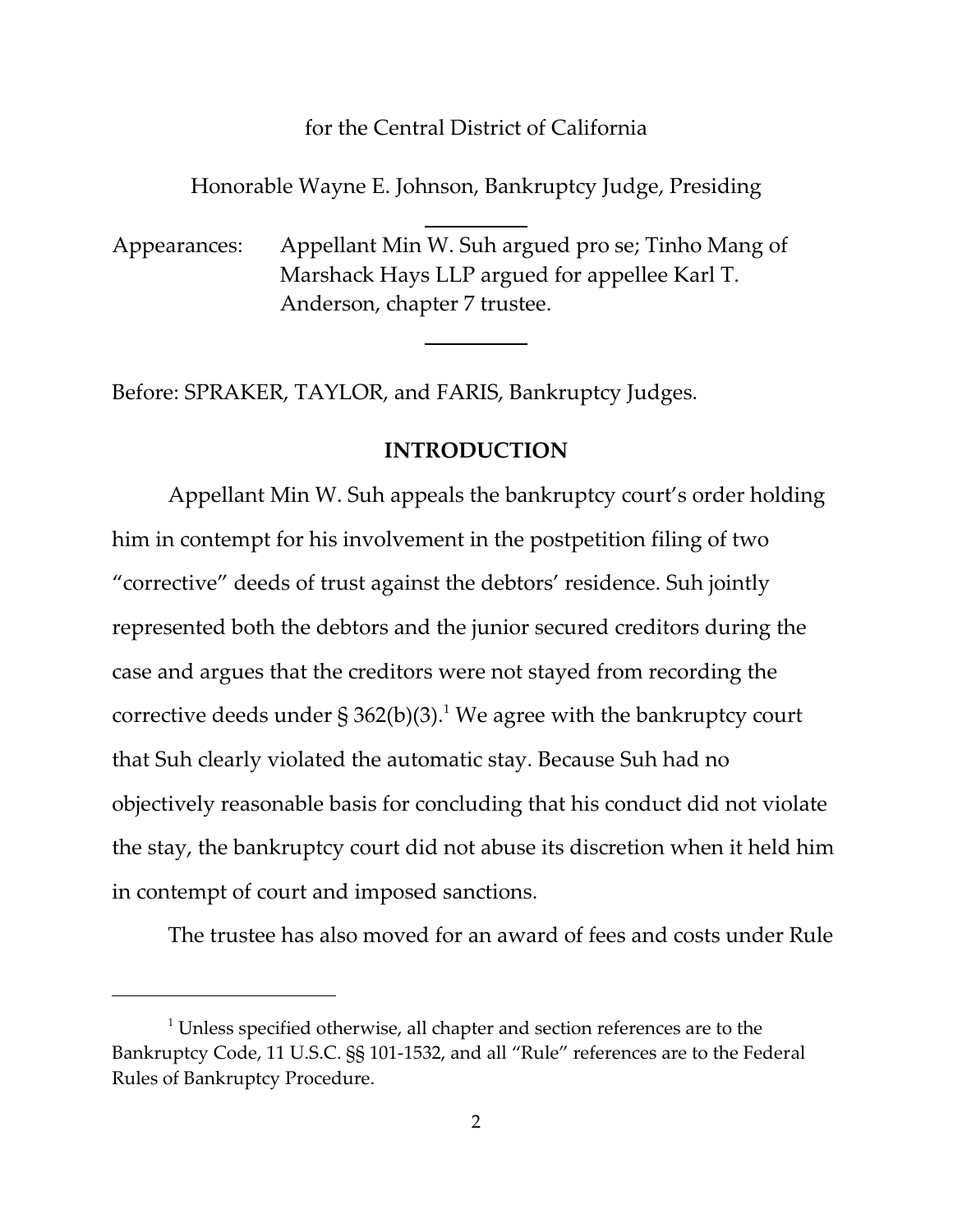for the Central District of California

Honorable Wayne E. Johnson, Bankruptcy Judge, Presiding

Appearances: Appellant Min W. Suh argued pro se; Tinho Mang of Marshack Hays LLP argued for appellee Karl T. Anderson, chapter 7 trustee.

Before: SPRAKER, TAYLOR, and FARIS, Bankruptcy Judges.

## INTRODUCTION

Appellant Min W. Suh appeals the bankruptcy court's order holding him in contempt for his involvement in the postpetition filing of two "corrective" deeds of trust against the debtors' residence. Suh jointly represented both the debtors and the junior secured creditors during the case and argues that the creditors were not stayed from recording the corrective deeds under § 362(b)(3).[1] We agree with the bankruptcy court that Suh clearly violated the automatic stay. Because Suh had no objectively reasonable basis for concluding that his conduct did not violate the stay, the bankruptcy court did not abuse its discretion when it held him in contempt of court and imposed sanctions.

The trustee has also moved for an award of fees and costs under Rule

[1] Unless specified otherwise, all chapter and section references are to the Bankruptcy Code, 11 U.S.C. §§ 101-1532, and all "Rule" references are to the Federal Rules of Bankruptcy Procedure.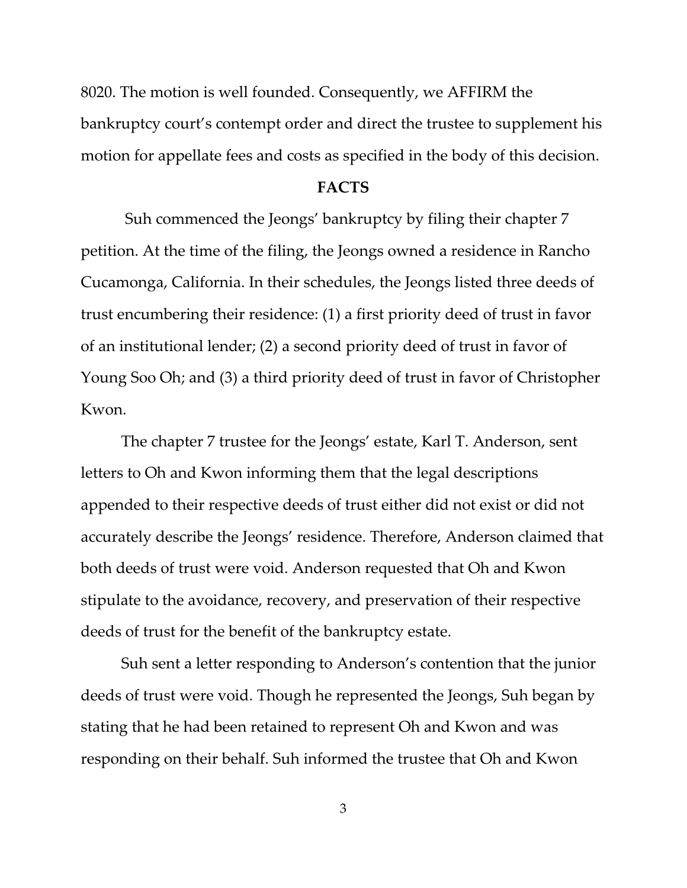8020. The motion is well founded. Consequently, we AFFIRM the bankruptcy court's contempt order and direct the trustee to supplement his motion for appellate fees and costs as specified in the body of this decision.

## FACTS

Suh commenced the Jeongs' bankruptcy by filing their chapter 7 petition. At the time of the filing, the Jeongs owned a residence in Rancho Cucamonga, California. In their schedules, the Jeongs listed three deeds of trust encumbering their residence: (1) a first priority deed of trust in favor of an institutional lender; (2) a second priority deed of trust in favor of Young Soo Oh; and (3) a third priority deed of trust in favor of Christopher Kwon.

The chapter 7 trustee for the Jeongs' estate, Karl T. Anderson, sent letters to Oh and Kwon informing them that the legal descriptions appended to their respective deeds of trust either did not exist or did not accurately describe the Jeongs' residence. Therefore, Anderson claimed that both deeds of trust were void. Anderson requested that Oh and Kwon stipulate to the avoidance, recovery, and preservation of their respective deeds of trust for the benefit of the bankruptcy estate.

Suh sent a letter responding to Anderson's contention that the junior deeds of trust were void. Though he represented the Jeongs, Suh began by stating that he had been retained to represent Oh and Kwon and was responding on their behalf. Suh informed the trustee that Oh and Kwon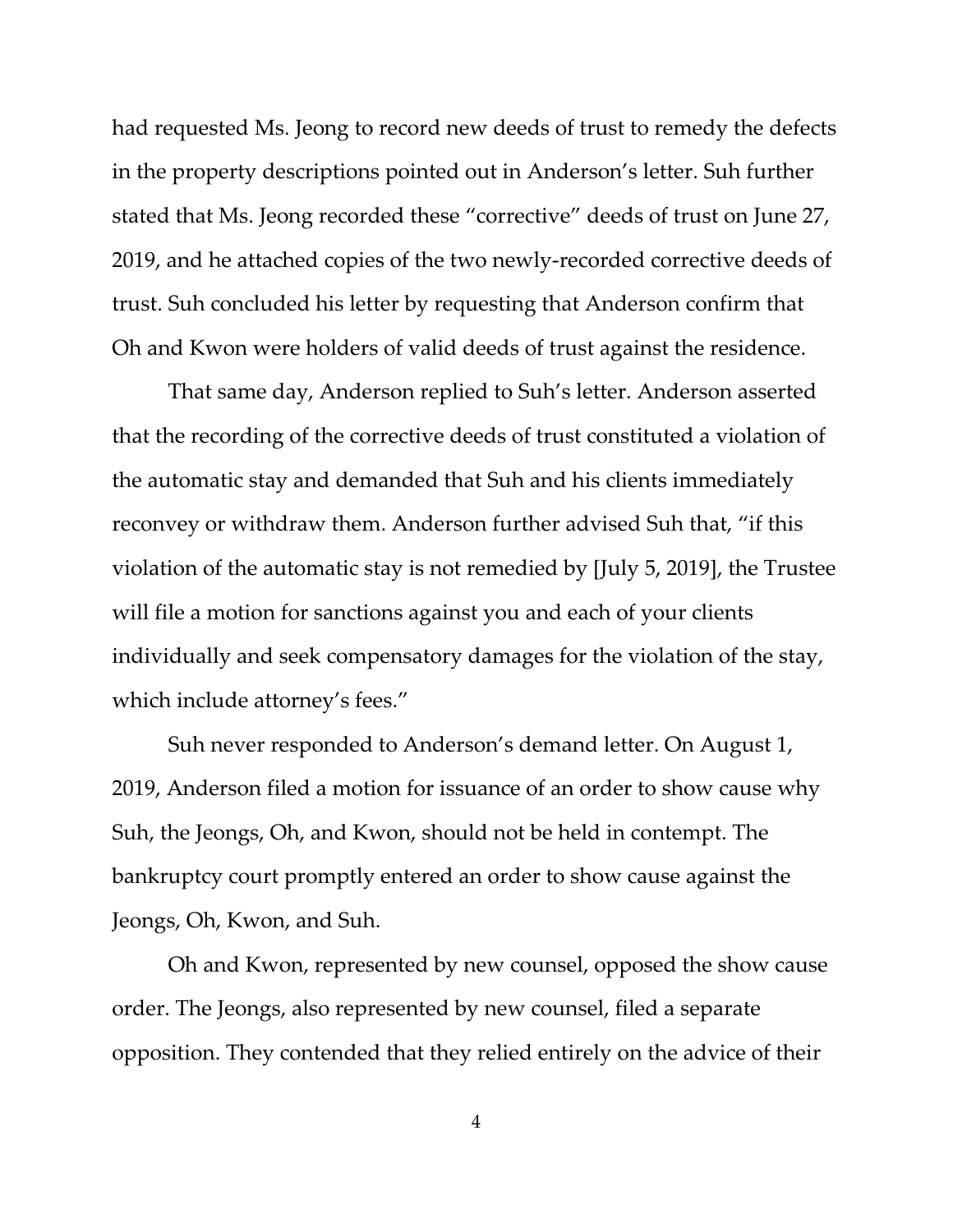had requested Ms. Jeong to record new deeds of trust to remedy the defects in the property descriptions pointed out in Anderson's letter. Suh further stated that Ms. Jeong recorded these "corrective" deeds of trust on June 27, 2019, and he attached copies of the two newly-recorded corrective deeds of trust. Suh concluded his letter by requesting that Anderson confirm that Oh and Kwon were holders of valid deeds of trust against the residence.

That same day, Anderson replied to Suh's letter. Anderson asserted that the recording of the corrective deeds of trust constituted a violation of the automatic stay and demanded that Suh and his clients immediately reconvey or withdraw them. Anderson further advised Suh that, "if this violation of the automatic stay is not remedied by [July 5, 2019], the Trustee will file a motion for sanctions against you and each of your clients individually and seek compensatory damages for the violation of the stay, which include attorney's fees."

Suh never responded to Anderson's demand letter. On August 1, 2019, Anderson filed a motion for issuance of an order to show cause why Suh, the Jeongs, Oh, and Kwon, should not be held in contempt. The bankruptcy court promptly entered an order to show cause against the Jeongs, Oh, Kwon, and Suh.

Oh and Kwon, represented by new counsel, opposed the show cause order. The Jeongs, also represented by new counsel, filed a separate opposition. They contended that they relied entirely on the advice of their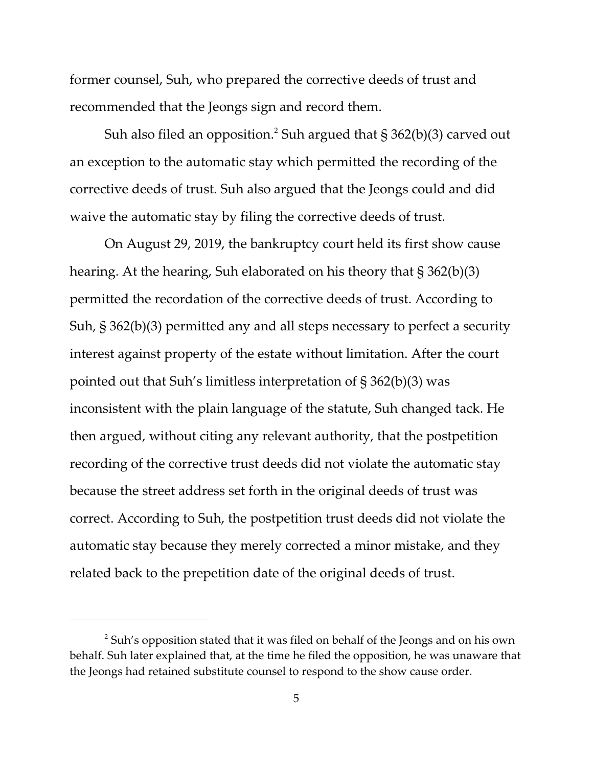former counsel, Suh, who prepared the corrective deeds of trust and recommended that the Jeongs sign and record them.

Suh also filed an opposition.[2] Suh argued that § 362(b)(3) carved out an exception to the automatic stay which permitted the recording of the corrective deeds of trust. Suh also argued that the Jeongs could and did waive the automatic stay by filing the corrective deeds of trust.

On August 29, 2019, the bankruptcy court held its first show cause hearing. At the hearing, Suh elaborated on his theory that § 362(b)(3) permitted the recordation of the corrective deeds of trust. According to Suh, § 362(b)(3) permitted any and all steps necessary to perfect a security interest against property of the estate without limitation. After the court pointed out that Suh's limitless interpretation of § 362(b)(3) was inconsistent with the plain language of the statute, Suh changed tack. He then argued, without citing any relevant authority, that the postpetition recording of the corrective trust deeds did not violate the automatic stay because the street address set forth in the original deeds of trust was correct. According to Suh, the postpetition trust deeds did not violate the automatic stay because they merely corrected a minor mistake, and they related back to the prepetition date of the original deeds of trust.

---

[2] Suh's opposition stated that it was filed on behalf of the Jeongs and on his own behalf. Suh later explained that, at the time he filed the opposition, he was unaware that the Jeongs had retained substitute counsel to respond to the show cause order.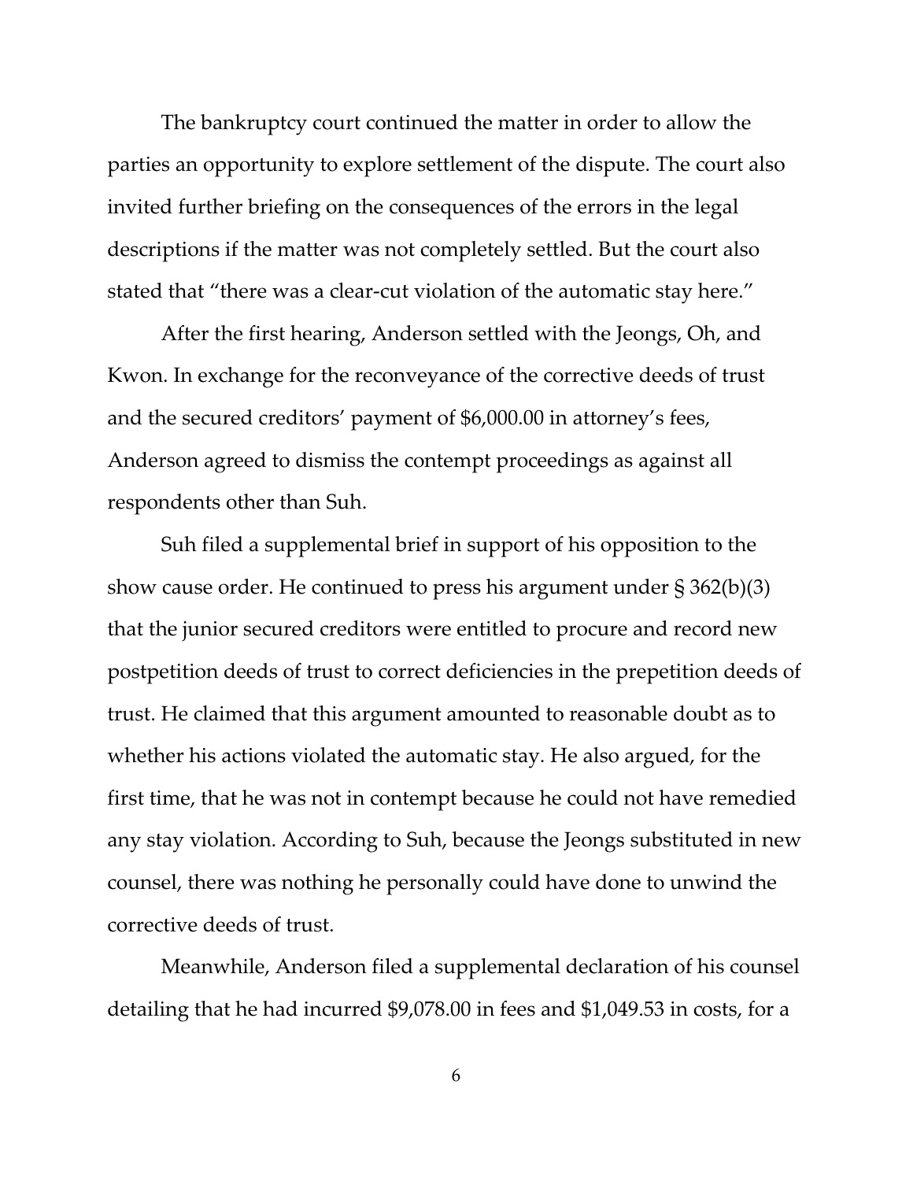The bankruptcy court continued the matter in order to allow the parties an opportunity to explore settlement of the dispute. The court also invited further briefing on the consequences of the errors in the legal descriptions if the matter was not completely settled. But the court also stated that "there was a clear-cut violation of the automatic stay here."

After the first hearing, Anderson settled with the Jeongs, Oh, and Kwon. In exchange for the reconveyance of the corrective deeds of trust and the secured creditors' payment of $6,000.00 in attorney's fees, Anderson agreed to dismiss the contempt proceedings as against all respondents other than Suh.

Suh filed a supplemental brief in support of his opposition to the show cause order. He continued to press his argument under § 362(b)(3) that the junior secured creditors were entitled to procure and record new postpetition deeds of trust to correct deficiencies in the prepetition deeds of trust. He claimed that this argument amounted to reasonable doubt as to whether his actions violated the automatic stay. He also argued, for the first time, that he was not in contempt because he could not have remedied any stay violation. According to Suh, because the Jeongs substituted in new counsel, there was nothing he personally could have done to unwind the corrective deeds of trust.

Meanwhile, Anderson filed a supplemental declaration of his counsel detailing that he had incurred $9,078.00 in fees and $1,049.53 in costs, for a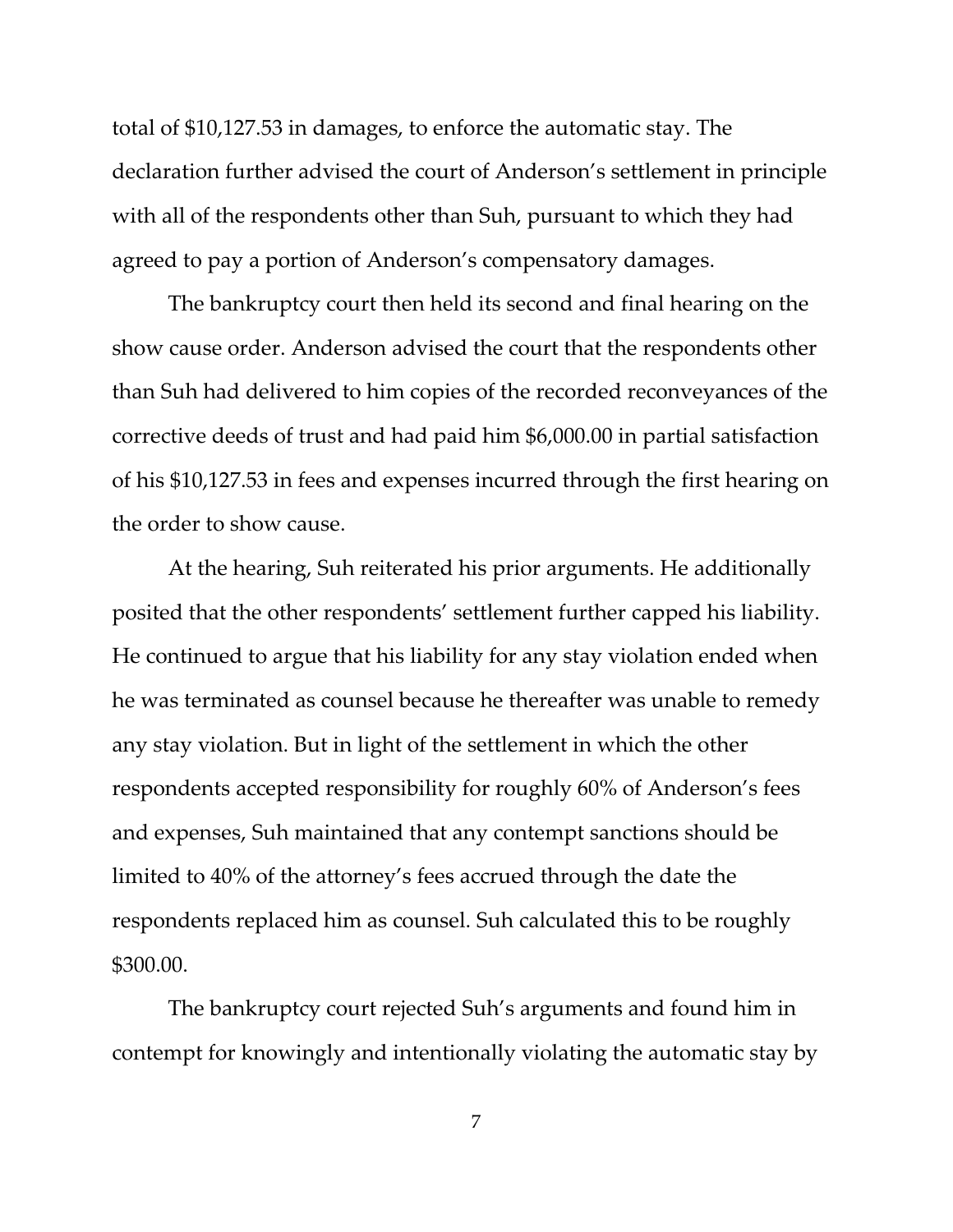total of $10,127.53 in damages, to enforce the automatic stay. The declaration further advised the court of Anderson's settlement in principle with all of the respondents other than Suh, pursuant to which they had agreed to pay a portion of Anderson's compensatory damages.

The bankruptcy court then held its second and final hearing on the show cause order. Anderson advised the court that the respondents other than Suh had delivered to him copies of the recorded reconveyances of the corrective deeds of trust and had paid him $6,000.00 in partial satisfaction of his $10,127.53 in fees and expenses incurred through the first hearing on the order to show cause.

At the hearing, Suh reiterated his prior arguments. He additionally posited that the other respondents' settlement further capped his liability. He continued to argue that his liability for any stay violation ended when he was terminated as counsel because he thereafter was unable to remedy any stay violation. But in light of the settlement in which the other respondents accepted responsibility for roughly 60% of Anderson's fees and expenses, Suh maintained that any contempt sanctions should be limited to 40% of the attorney's fees accrued through the date the respondents replaced him as counsel. Suh calculated this to be roughly $300.00.

The bankruptcy court rejected Suh's arguments and found him in contempt for knowingly and intentionally violating the automatic stay by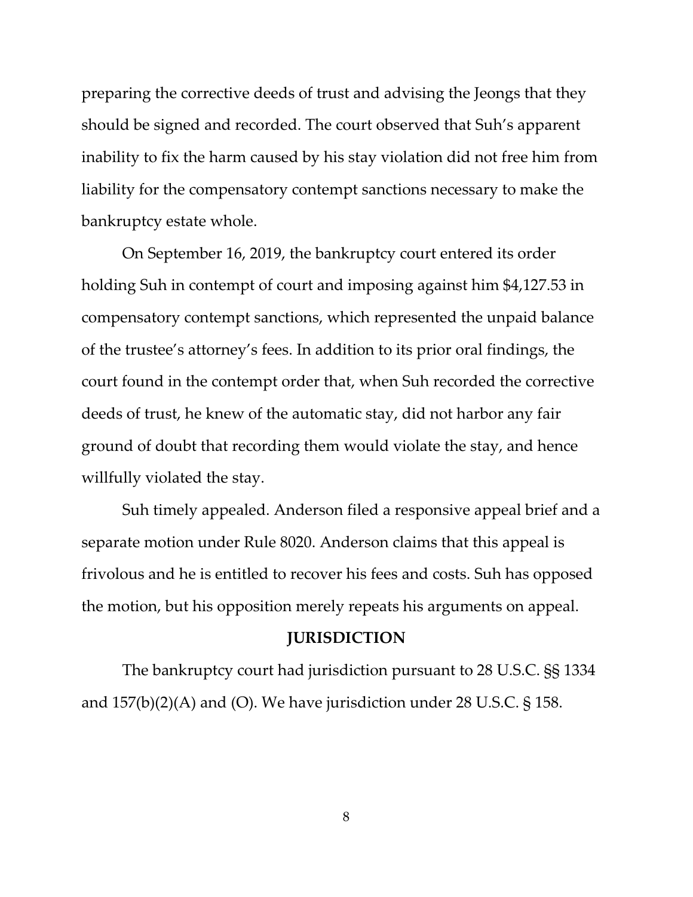preparing the corrective deeds of trust and advising the Jeongs that they should be signed and recorded. The court observed that Suh's apparent inability to fix the harm caused by his stay violation did not free him from liability for the compensatory contempt sanctions necessary to make the bankruptcy estate whole.

On September 16, 2019, the bankruptcy court entered its order holding Suh in contempt of court and imposing against him $4,127.53 in compensatory contempt sanctions, which represented the unpaid balance of the trustee's attorney's fees. In addition to its prior oral findings, the court found in the contempt order that, when Suh recorded the corrective deeds of trust, he knew of the automatic stay, did not harbor any fair ground of doubt that recording them would violate the stay, and hence willfully violated the stay.

Suh timely appealed. Anderson filed a responsive appeal brief and a separate motion under Rule 8020. Anderson claims that this appeal is frivolous and he is entitled to recover his fees and costs. Suh has opposed the motion, but his opposition merely repeats his arguments on appeal.

## JURISDICTION

The bankruptcy court had jurisdiction pursuant to 28 U.S.C. §§ 1334 and 157(b)(2)(A) and (O). We have jurisdiction under 28 U.S.C. § 158.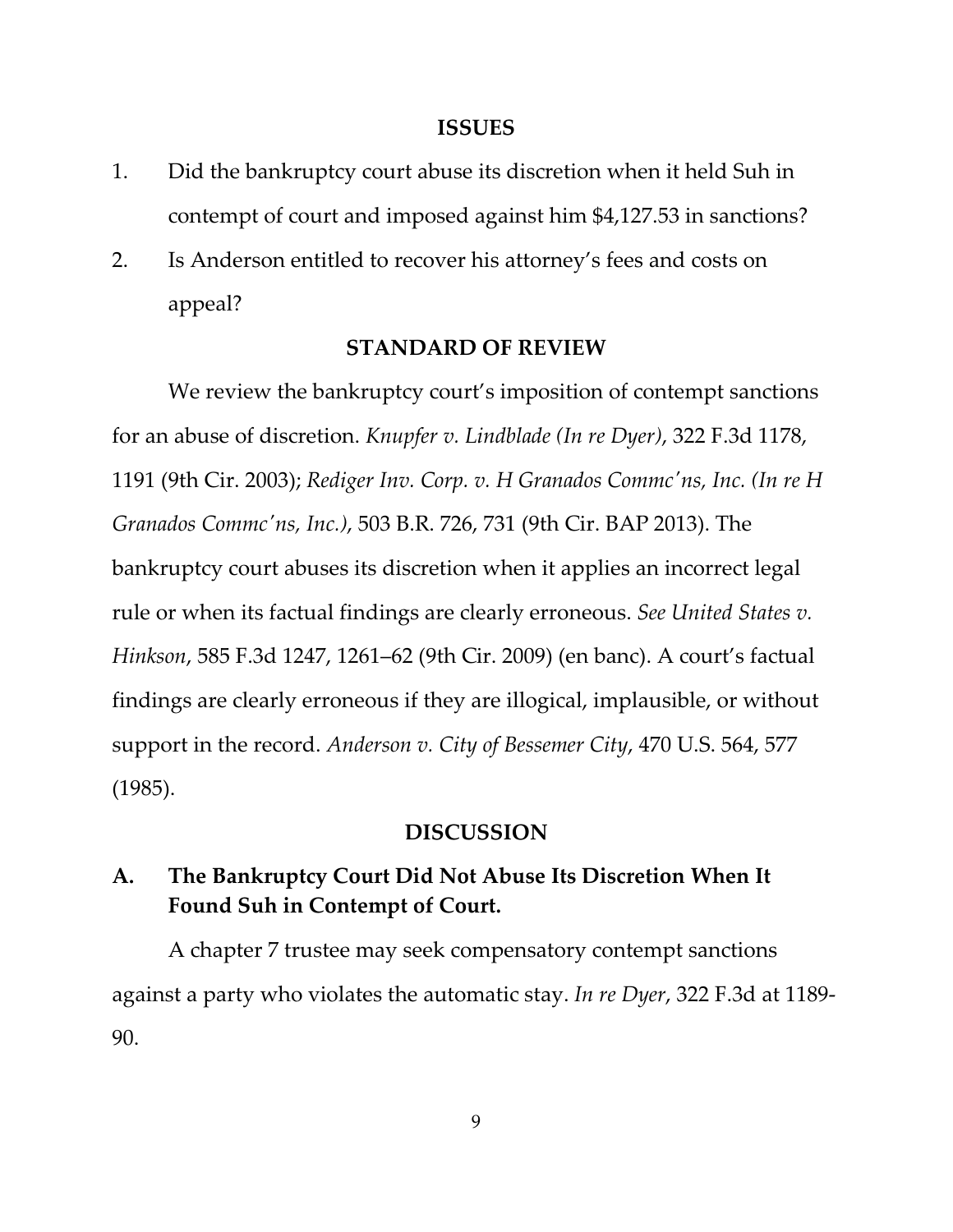## ISSUES

1. Did the bankruptcy court abuse its discretion when it held Suh in contempt of court and imposed against him $4,127.53 in sanctions?
2. Is Anderson entitled to recover his attorney's fees and costs on appeal?

## STANDARD OF REVIEW

We review the bankruptcy court's imposition of contempt sanctions for an abuse of discretion. *Knupfer v. Lindblade (In re Dyer)*, 322 F.3d 1178, 1191 (9th Cir. 2003); *Rediger Inv. Corp. v. H Granados Commc'ns, Inc. (In re H Granados Commc'ns, Inc.)*, 503 B.R. 726, 731 (9th Cir. BAP 2013). The bankruptcy court abuses its discretion when it applies an incorrect legal rule or when its factual findings are clearly erroneous. *See United States v. Hinkson*, 585 F.3d 1247, 1261–62 (9th Cir. 2009) (en banc). A court's factual findings are clearly erroneous if they are illogical, implausible, or without support in the record. *Anderson v. City of Bessemer City*, 470 U.S. 564, 577 (1985).

## DISCUSSION

### A. The Bankruptcy Court Did Not Abuse Its Discretion When It Found Suh in Contempt of Court.

A chapter 7 trustee may seek compensatory contempt sanctions against a party who violates the automatic stay. *In re Dyer*, 322 F.3d at 1189-90.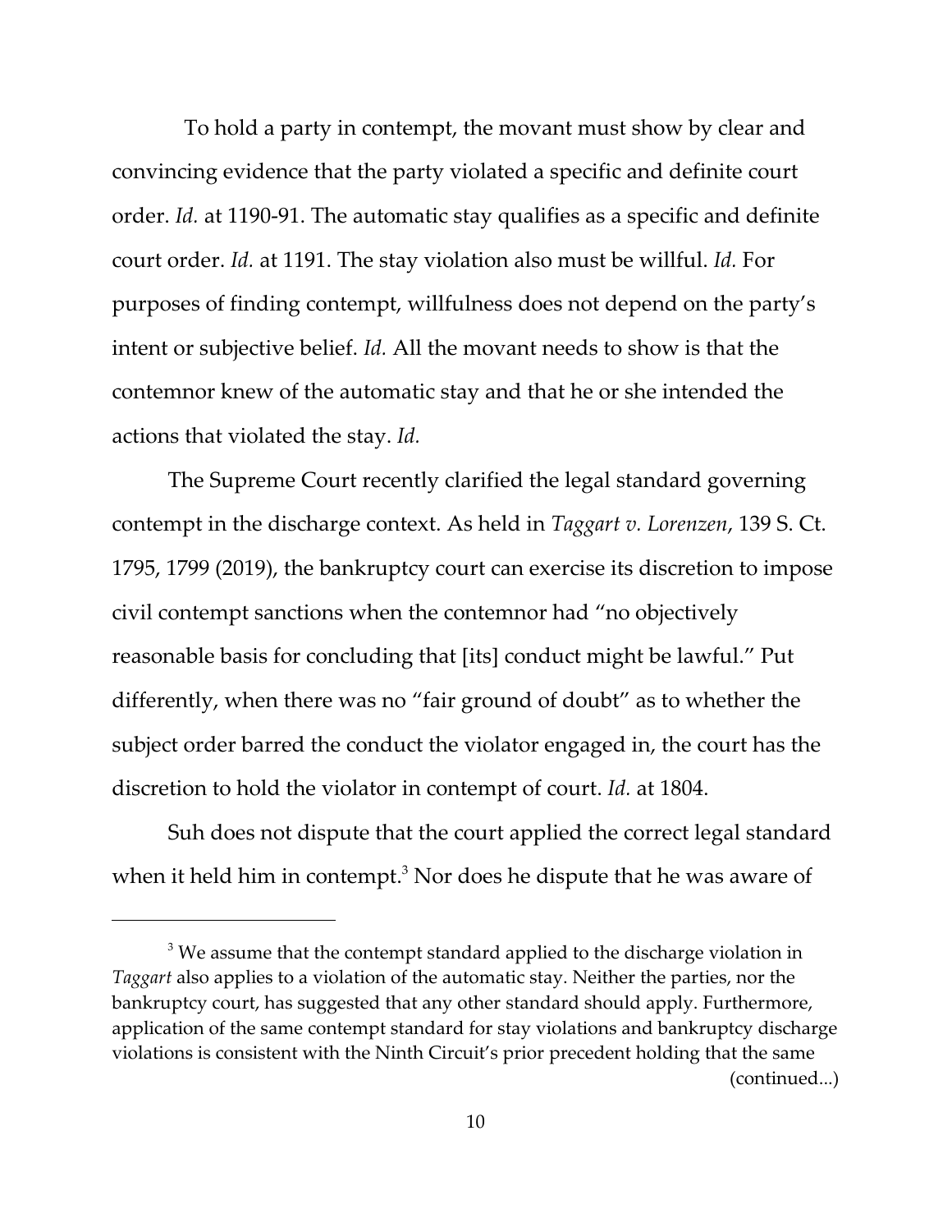To hold a party in contempt, the movant must show by clear and convincing evidence that the party violated a specific and definite court order. *Id.* at 1190-91. The automatic stay qualifies as a specific and definite court order. *Id.* at 1191. The stay violation also must be willful. *Id.* For purposes of finding contempt, willfulness does not depend on the party's intent or subjective belief. *Id.* All the movant needs to show is that the contemnor knew of the automatic stay and that he or she intended the actions that violated the stay. *Id.*

The Supreme Court recently clarified the legal standard governing contempt in the discharge context. As held in *Taggart v. Lorenzen*, 139 S. Ct. 1795, 1799 (2019), the bankruptcy court can exercise its discretion to impose civil contempt sanctions when the contemnor had "no objectively reasonable basis for concluding that [its] conduct might be lawful." Put differently, when there was no "fair ground of doubt" as to whether the subject order barred the conduct the violator engaged in, the court has the discretion to hold the violator in contempt of court. *Id.* at 1804.

Suh does not dispute that the court applied the correct legal standard when it held him in contempt.[3] Nor does he dispute that he was aware of

---

[3] We assume that the contempt standard applied to the discharge violation in *Taggart* also applies to a violation of the automatic stay. Neither the parties, nor the bankruptcy court, has suggested that any other standard should apply. Furthermore, application of the same contempt standard for stay violations and bankruptcy discharge violations is consistent with the Ninth Circuit's prior precedent holding that the same (continued...)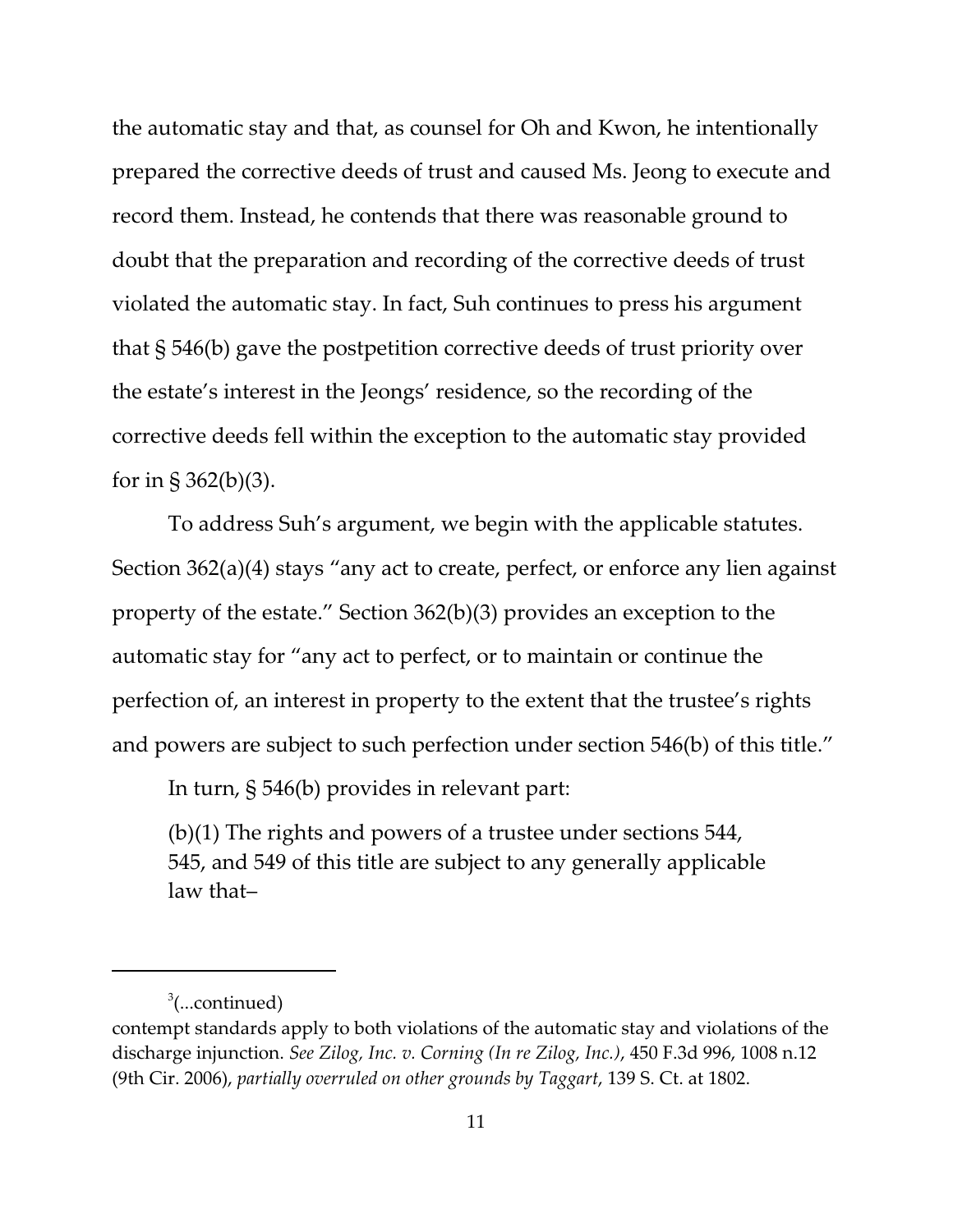the automatic stay and that, as counsel for Oh and Kwon, he intentionally prepared the corrective deeds of trust and caused Ms. Jeong to execute and record them. Instead, he contends that there was reasonable ground to doubt that the preparation and recording of the corrective deeds of trust violated the automatic stay. In fact, Suh continues to press his argument that § 546(b) gave the postpetition corrective deeds of trust priority over the estate's interest in the Jeongs' residence, so the recording of the corrective deeds fell within the exception to the automatic stay provided for in § 362(b)(3).

To address Suh's argument, we begin with the applicable statutes. Section 362(a)(4) stays "any act to create, perfect, or enforce any lien against property of the estate." Section 362(b)(3) provides an exception to the automatic stay for "any act to perfect, or to maintain or continue the perfection of, an interest in property to the extent that the trustee's rights and powers are subject to such perfection under section 546(b) of this title."

In turn, § 546(b) provides in relevant part:

> (b)(1) The rights and powers of a trustee under sections 544, 545, and 549 of this title are subject to any generally applicable law that–

---

[3](...continued)
contempt standards apply to both violations of the automatic stay and violations of the discharge injunction. *See Zilog, Inc. v. Corning (In re Zilog, Inc.)*, 450 F.3d 996, 1008 n.12 (9th Cir. 2006), *partially overruled on other grounds by Taggart*, 139 S. Ct. at 1802.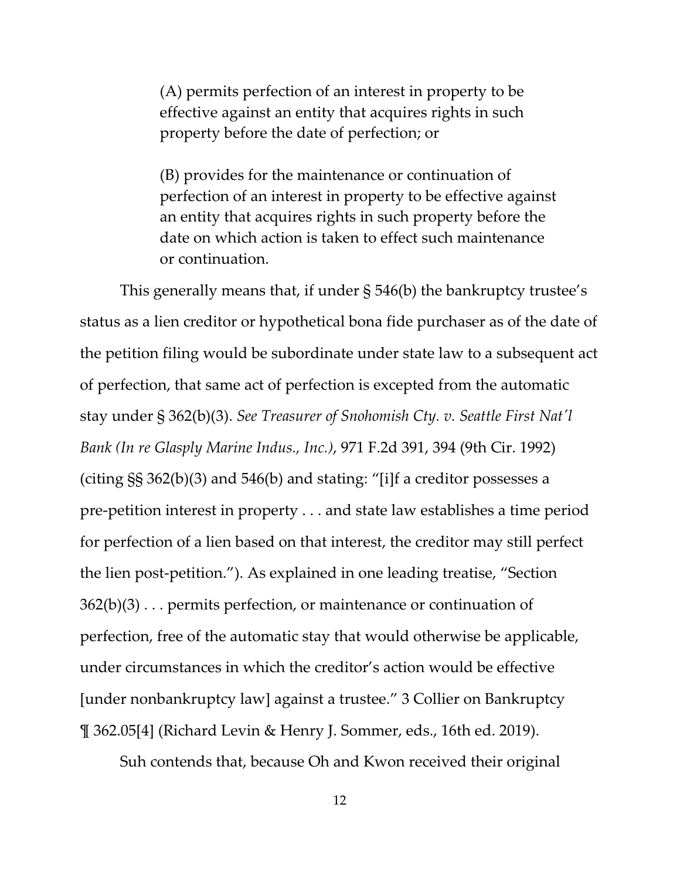> (A) permits perfection of an interest in property to be effective against an entity that acquires rights in such property before the date of perfection; or
>
> (B) provides for the maintenance or continuation of perfection of an interest in property to be effective against an entity that acquires rights in such property before the date on which action is taken to effect such maintenance or continuation.

This generally means that, if under § 546(b) the bankruptcy trustee's status as a lien creditor or hypothetical bona fide purchaser as of the date of the petition filing would be subordinate under state law to a subsequent act of perfection, that same act of perfection is excepted from the automatic stay under § 362(b)(3). *See Treasurer of Snohomish Cty. v. Seattle First Nat'l Bank (In re Glasply Marine Indus., Inc.)*, 971 F.2d 391, 394 (9th Cir. 1992) (citing §§ 362(b)(3) and 546(b) and stating: "[i]f a creditor possesses a pre-petition interest in property . . . and state law establishes a time period for perfection of a lien based on that interest, the creditor may still perfect the lien post-petition."). As explained in one leading treatise, "Section 362(b)(3) . . . permits perfection, or maintenance or continuation of perfection, free of the automatic stay that would otherwise be applicable, under circumstances in which the creditor's action would be effective [under nonbankruptcy law] against a trustee." 3 Collier on Bankruptcy ¶ 362.05[4] (Richard Levin & Henry J. Sommer, eds., 16th ed. 2019).

Suh contends that, because Oh and Kwon received their original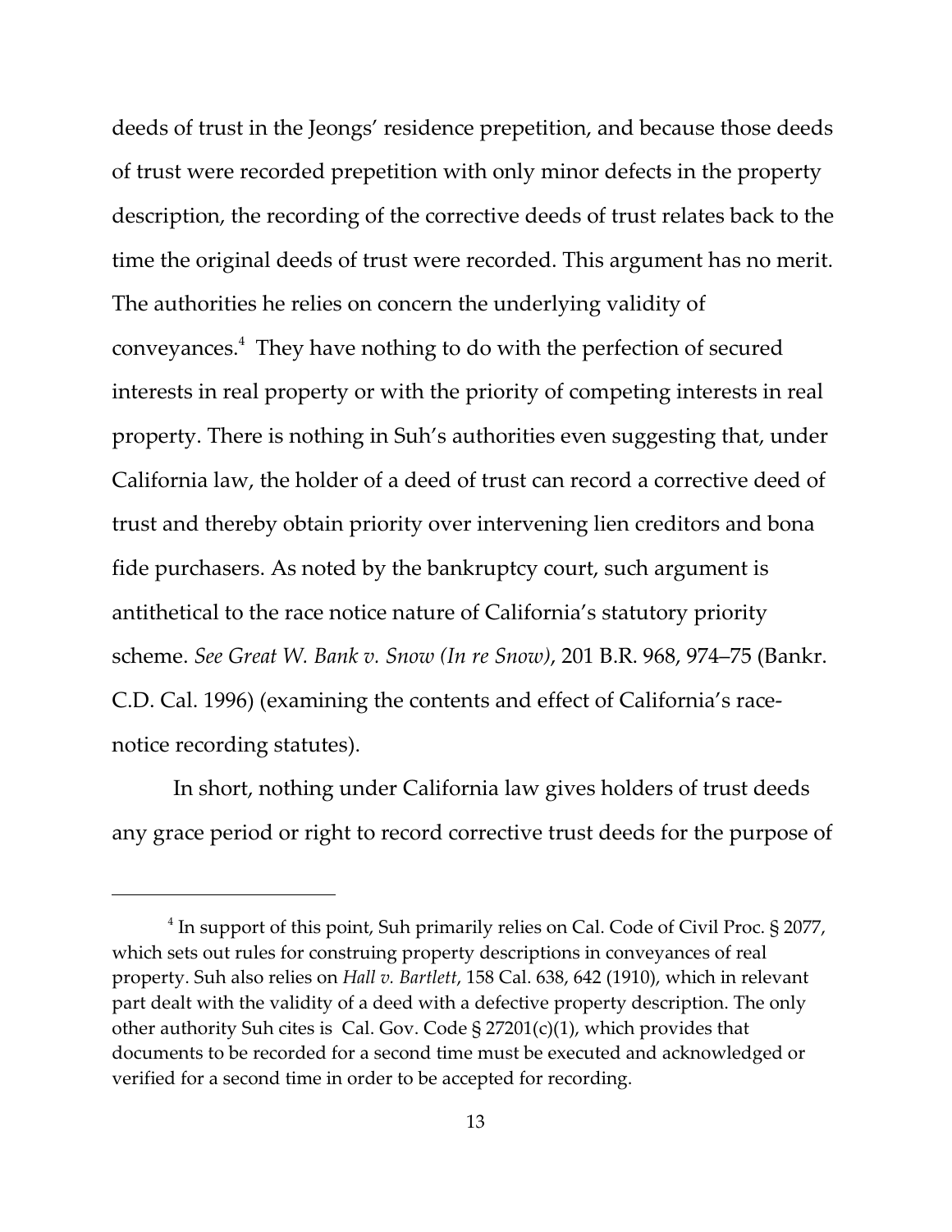deeds of trust in the Jeongs' residence prepetition, and because those deeds of trust were recorded prepetition with only minor defects in the property description, the recording of the corrective deeds of trust relates back to the time the original deeds of trust were recorded. This argument has no merit. The authorities he relies on concern the underlying validity of conveyances.[4] They have nothing to do with the perfection of secured interests in real property or with the priority of competing interests in real property. There is nothing in Suh's authorities even suggesting that, under California law, the holder of a deed of trust can record a corrective deed of trust and thereby obtain priority over intervening lien creditors and bona fide purchasers. As noted by the bankruptcy court, such argument is antithetical to the race notice nature of California's statutory priority scheme. *See Great W. Bank v. Snow (In re Snow)*, 201 B.R. 968, 974–75 (Bankr. C.D. Cal. 1996) (examining the contents and effect of California's race-notice recording statutes).

In short, nothing under California law gives holders of trust deeds any grace period or right to record corrective trust deeds for the purpose of

---

[4] In support of this point, Suh primarily relies on Cal. Code of Civil Proc. § 2077, which sets out rules for construing property descriptions in conveyances of real property. Suh also relies on *Hall v. Bartlett*, 158 Cal. 638, 642 (1910), which in relevant part dealt with the validity of a deed with a defective property description. The only other authority Suh cites is Cal. Gov. Code § 27201(c)(1), which provides that documents to be recorded for a second time must be executed and acknowledged or verified for a second time in order to be accepted for recording.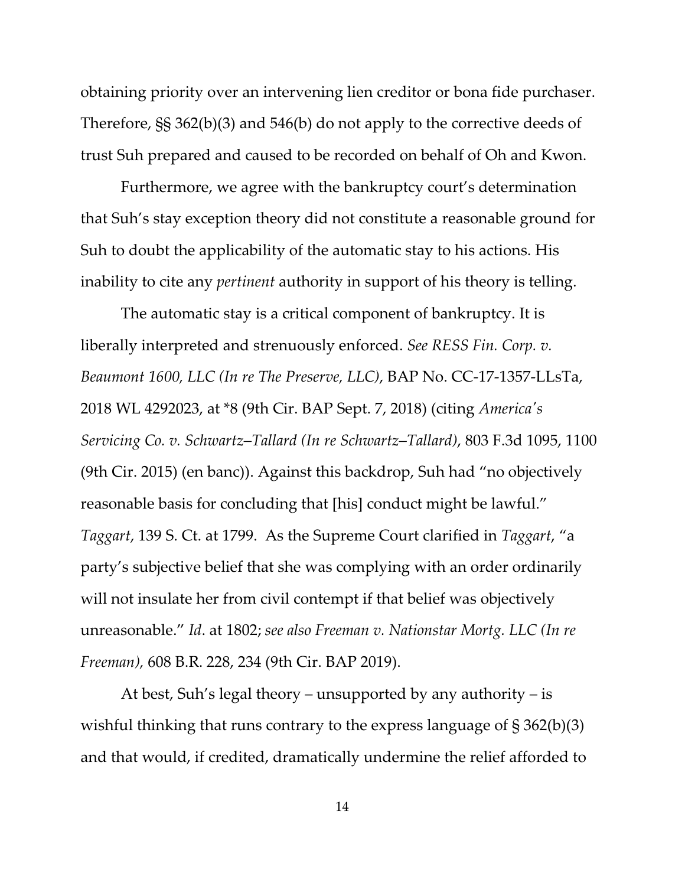obtaining priority over an intervening lien creditor or bona fide purchaser. Therefore, §§ 362(b)(3) and 546(b) do not apply to the corrective deeds of trust Suh prepared and caused to be recorded on behalf of Oh and Kwon.

Furthermore, we agree with the bankruptcy court's determination that Suh's stay exception theory did not constitute a reasonable ground for Suh to doubt the applicability of the automatic stay to his actions. His inability to cite any *pertinent* authority in support of his theory is telling.

The automatic stay is a critical component of bankruptcy. It is liberally interpreted and strenuously enforced. *See RESS Fin. Corp. v. Beaumont 1600, LLC (In re The Preserve, LLC)*, BAP No. CC-17-1357-LLsTa, 2018 WL 4292023, at *8 (9th Cir. BAP Sept. 7, 2018) (citing *America's Servicing Co. v. Schwartz–Tallard (In re Schwartz–Tallard)*, 803 F.3d 1095, 1100 (9th Cir. 2015) (en banc)). Against this backdrop, Suh had "no objectively reasonable basis for concluding that [his] conduct might be lawful." *Taggart*, 139 S. Ct. at 1799. As the Supreme Court clarified in *Taggart*, "a party's subjective belief that she was complying with an order ordinarily will not insulate her from civil contempt if that belief was objectively unreasonable." *Id*. at 1802; *see also Freeman v. Nationstar Mortg. LLC (In re Freeman),* 608 B.R. 228, 234 (9th Cir. BAP 2019).

At best, Suh's legal theory – unsupported by any authority – is wishful thinking that runs contrary to the express language of § 362(b)(3) and that would, if credited, dramatically undermine the relief afforded to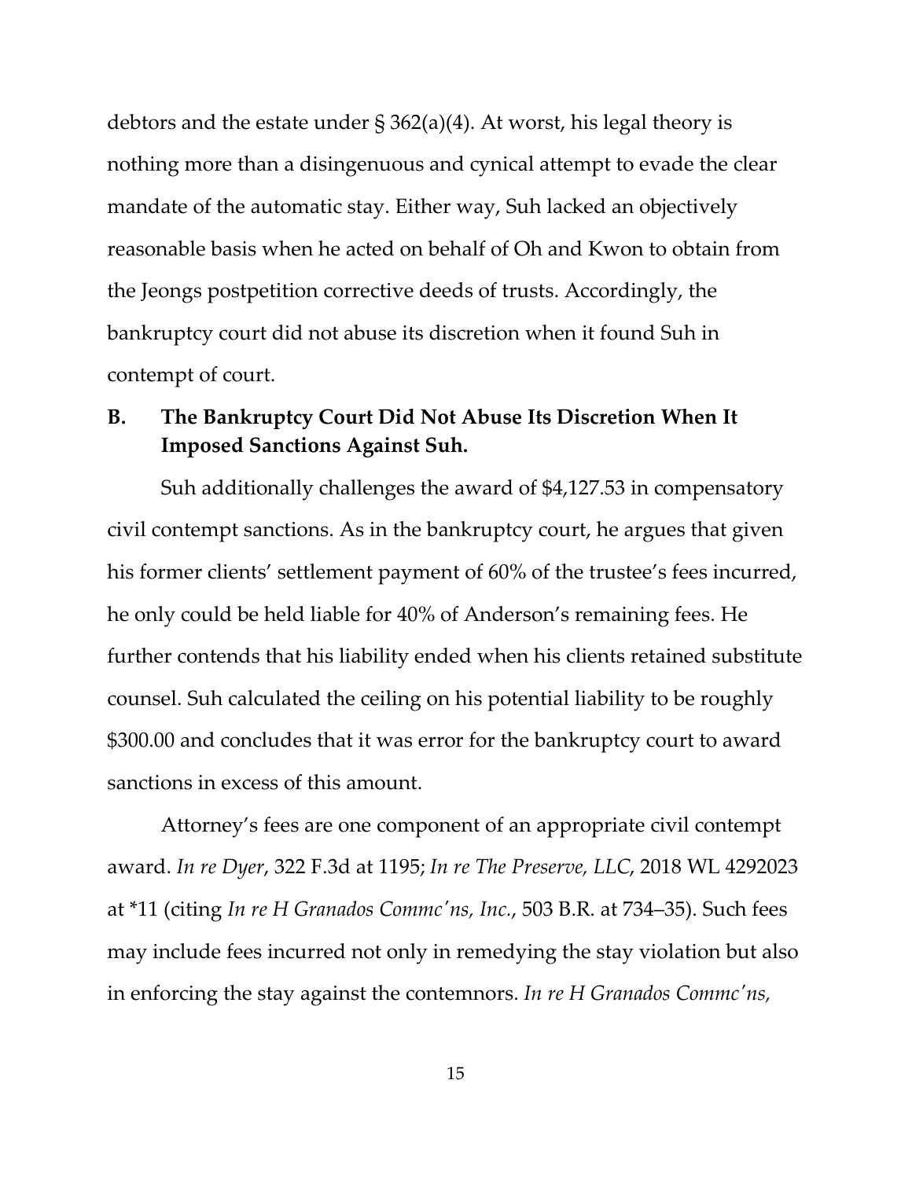debtors and the estate under § 362(a)(4). At worst, his legal theory is nothing more than a disingenuous and cynical attempt to evade the clear mandate of the automatic stay. Either way, Suh lacked an objectively reasonable basis when he acted on behalf of Oh and Kwon to obtain from the Jeongs postpetition corrective deeds of trusts. Accordingly, the bankruptcy court did not abuse its discretion when it found Suh in contempt of court.

## B. The Bankruptcy Court Did Not Abuse Its Discretion When It Imposed Sanctions Against Suh.

Suh additionally challenges the award of $4,127.53 in compensatory civil contempt sanctions. As in the bankruptcy court, he argues that given his former clients' settlement payment of 60% of the trustee's fees incurred, he only could be held liable for 40% of Anderson's remaining fees. He further contends that his liability ended when his clients retained substitute counsel. Suh calculated the ceiling on his potential liability to be roughly $300.00 and concludes that it was error for the bankruptcy court to award sanctions in excess of this amount.

Attorney's fees are one component of an appropriate civil contempt award. *In re Dyer*, 322 F.3d at 1195; *In re The Preserve, LLC*, 2018 WL 4292023 at *11 (citing *In re H Granados Commc'ns, Inc.*, 503 B.R. at 734–35). Such fees may include fees incurred not only in remedying the stay violation but also in enforcing the stay against the contemnors. *In re H Granados Commc'ns,*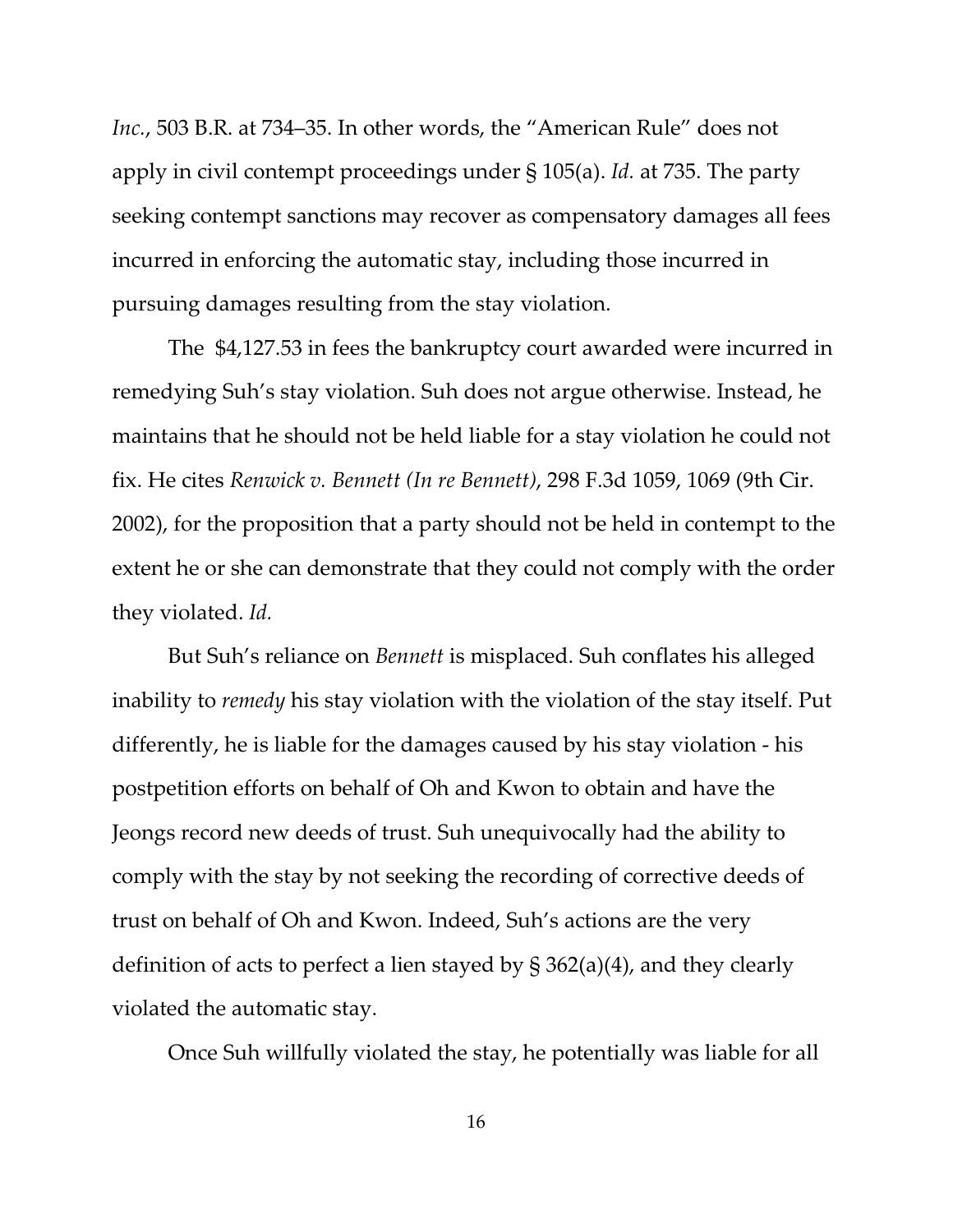*Inc.*, 503 B.R. at 734–35. In other words, the "American Rule" does not apply in civil contempt proceedings under § 105(a). *Id.* at 735. The party seeking contempt sanctions may recover as compensatory damages all fees incurred in enforcing the automatic stay, including those incurred in pursuing damages resulting from the stay violation.

The $4,127.53 in fees the bankruptcy court awarded were incurred in remedying Suh's stay violation. Suh does not argue otherwise. Instead, he maintains that he should not be held liable for a stay violation he could not fix. He cites *Renwick v. Bennett (In re Bennett)*, 298 F.3d 1059, 1069 (9th Cir. 2002), for the proposition that a party should not be held in contempt to the extent he or she can demonstrate that they could not comply with the order they violated. *Id.*

But Suh's reliance on *Bennett* is misplaced. Suh conflates his alleged inability to *remedy* his stay violation with the violation of the stay itself. Put differently, he is liable for the damages caused by his stay violation - his postpetition efforts on behalf of Oh and Kwon to obtain and have the Jeongs record new deeds of trust. Suh unequivocally had the ability to comply with the stay by not seeking the recording of corrective deeds of trust on behalf of Oh and Kwon. Indeed, Suh's actions are the very definition of acts to perfect a lien stayed by § 362(a)(4), and they clearly violated the automatic stay.

Once Suh willfully violated the stay, he potentially was liable for all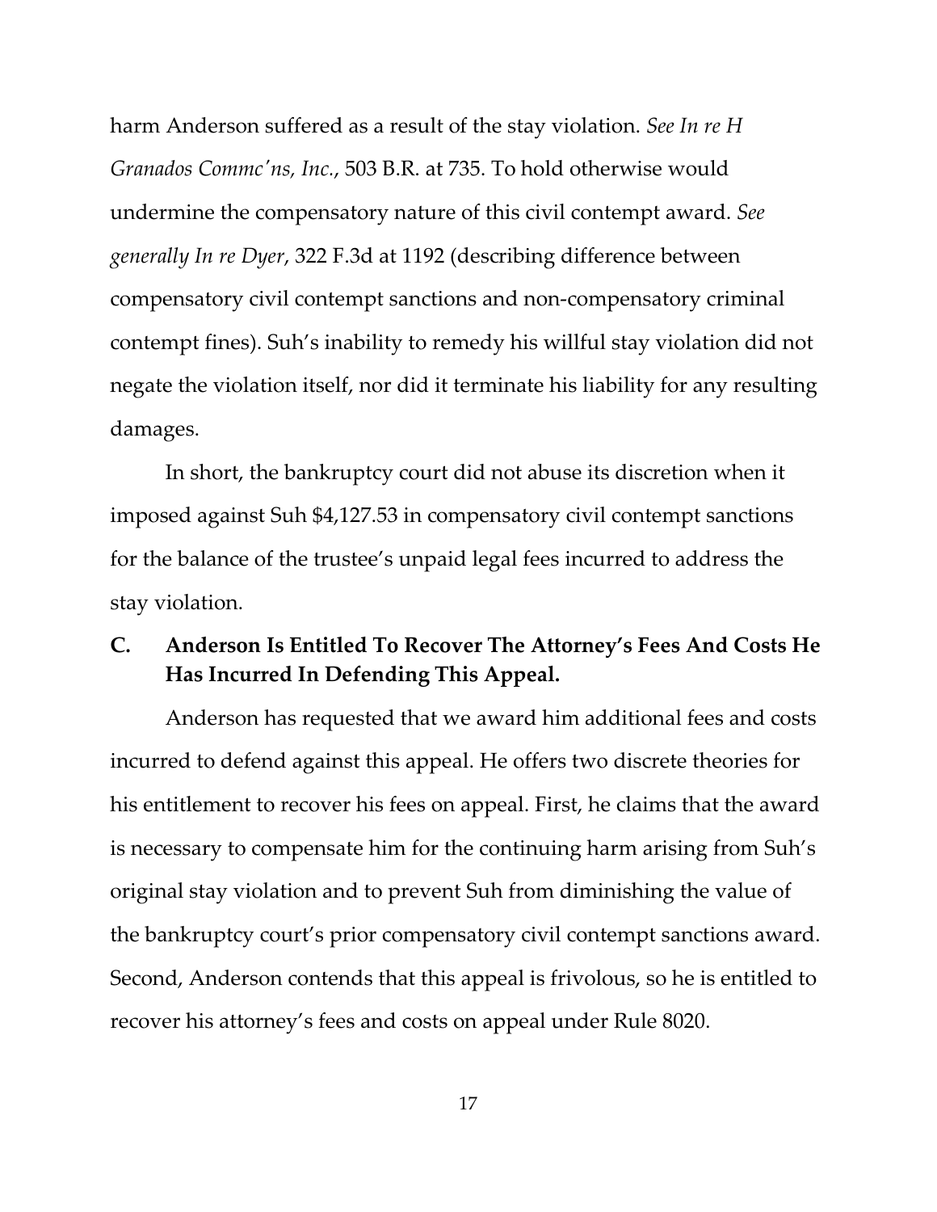harm Anderson suffered as a result of the stay violation. *See In re H Granados Commc'ns, Inc.*, 503 B.R. at 735. To hold otherwise would undermine the compensatory nature of this civil contempt award. *See generally In re Dyer*, 322 F.3d at 1192 (describing difference between compensatory civil contempt sanctions and non-compensatory criminal contempt fines). Suh's inability to remedy his willful stay violation did not negate the violation itself, nor did it terminate his liability for any resulting damages.

In short, the bankruptcy court did not abuse its discretion when it imposed against Suh $4,127.53 in compensatory civil contempt sanctions for the balance of the trustee's unpaid legal fees incurred to address the stay violation.

### C. Anderson Is Entitled To Recover The Attorney's Fees And Costs He Has Incurred In Defending This Appeal.

Anderson has requested that we award him additional fees and costs incurred to defend against this appeal. He offers two discrete theories for his entitlement to recover his fees on appeal. First, he claims that the award is necessary to compensate him for the continuing harm arising from Suh's original stay violation and to prevent Suh from diminishing the value of the bankruptcy court's prior compensatory civil contempt sanctions award. Second, Anderson contends that this appeal is frivolous, so he is entitled to recover his attorney's fees and costs on appeal under Rule 8020.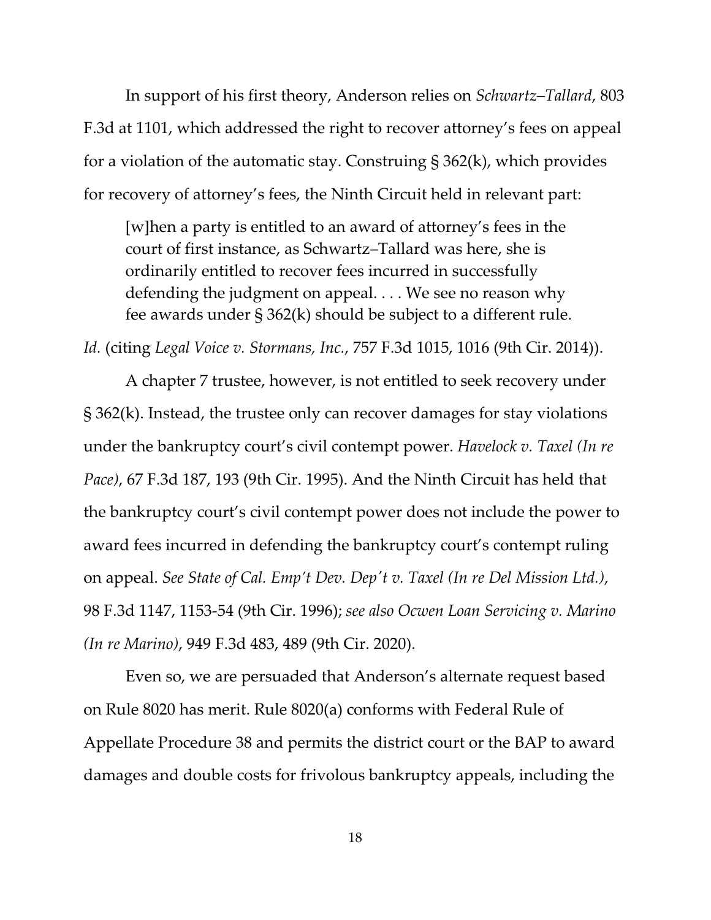In support of his first theory, Anderson relies on *Schwartz–Tallard*, 803 F.3d at 1101, which addressed the right to recover attorney's fees on appeal for a violation of the automatic stay. Construing § 362(k), which provides for recovery of attorney's fees, the Ninth Circuit held in relevant part:

> [w]hen a party is entitled to an award of attorney's fees in the court of first instance, as Schwartz–Tallard was here, she is ordinarily entitled to recover fees incurred in successfully defending the judgment on appeal. . . . We see no reason why fee awards under § 362(k) should be subject to a different rule.

*Id.* (citing *Legal Voice v. Stormans, Inc.*, 757 F.3d 1015, 1016 (9th Cir. 2014)).

A chapter 7 trustee, however, is not entitled to seek recovery under § 362(k). Instead, the trustee only can recover damages for stay violations under the bankruptcy court's civil contempt power. *Havelock v. Taxel (In re Pace)*, 67 F.3d 187, 193 (9th Cir. 1995). And the Ninth Circuit has held that the bankruptcy court's civil contempt power does not include the power to award fees incurred in defending the bankruptcy court's contempt ruling on appeal. *See State of Cal. Emp't Dev. Dep't v. Taxel (In re Del Mission Ltd.)*, 98 F.3d 1147, 1153-54 (9th Cir. 1996); *see also Ocwen Loan Servicing v. Marino (In re Marino)*, 949 F.3d 483, 489 (9th Cir. 2020).

Even so, we are persuaded that Anderson's alternate request based on Rule 8020 has merit. Rule 8020(a) conforms with Federal Rule of Appellate Procedure 38 and permits the district court or the BAP to award damages and double costs for frivolous bankruptcy appeals, including the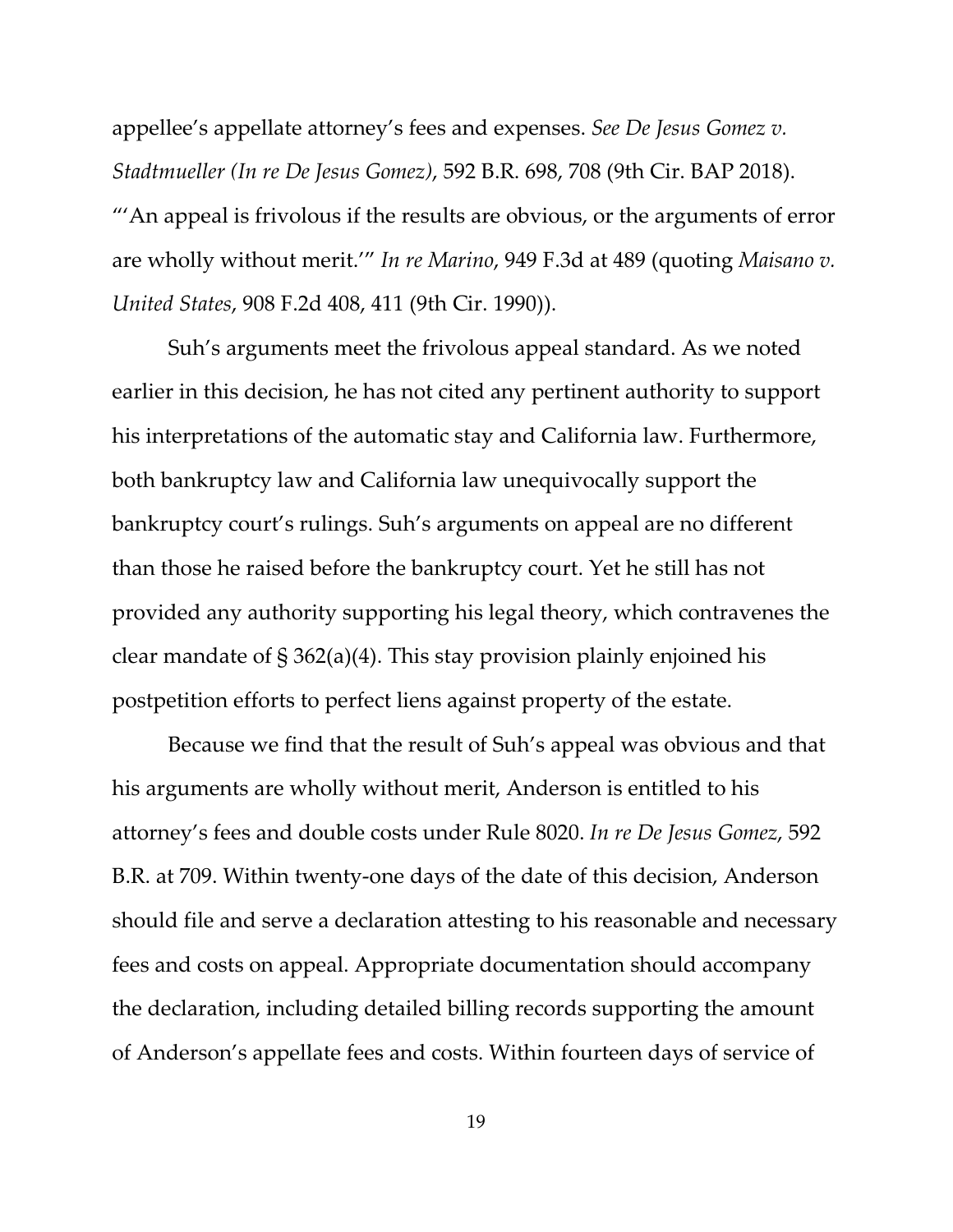appellee's appellate attorney's fees and expenses. *See De Jesus Gomez v. Stadtmueller (In re De Jesus Gomez)*, 592 B.R. 698, 708 (9th Cir. BAP 2018). "'An appeal is frivolous if the results are obvious, or the arguments of error are wholly without merit.'" *In re Marino*, 949 F.3d at 489 (quoting *Maisano v. United States*, 908 F.2d 408, 411 (9th Cir. 1990)).

Suh's arguments meet the frivolous appeal standard. As we noted earlier in this decision, he has not cited any pertinent authority to support his interpretations of the automatic stay and California law. Furthermore, both bankruptcy law and California law unequivocally support the bankruptcy court's rulings. Suh's arguments on appeal are no different than those he raised before the bankruptcy court. Yet he still has not provided any authority supporting his legal theory, which contravenes the clear mandate of § 362(a)(4). This stay provision plainly enjoined his postpetition efforts to perfect liens against property of the estate.

Because we find that the result of Suh's appeal was obvious and that his arguments are wholly without merit, Anderson is entitled to his attorney's fees and double costs under Rule 8020. *In re De Jesus Gomez*, 592 B.R. at 709. Within twenty-one days of the date of this decision, Anderson should file and serve a declaration attesting to his reasonable and necessary fees and costs on appeal. Appropriate documentation should accompany the declaration, including detailed billing records supporting the amount of Anderson's appellate fees and costs. Within fourteen days of service of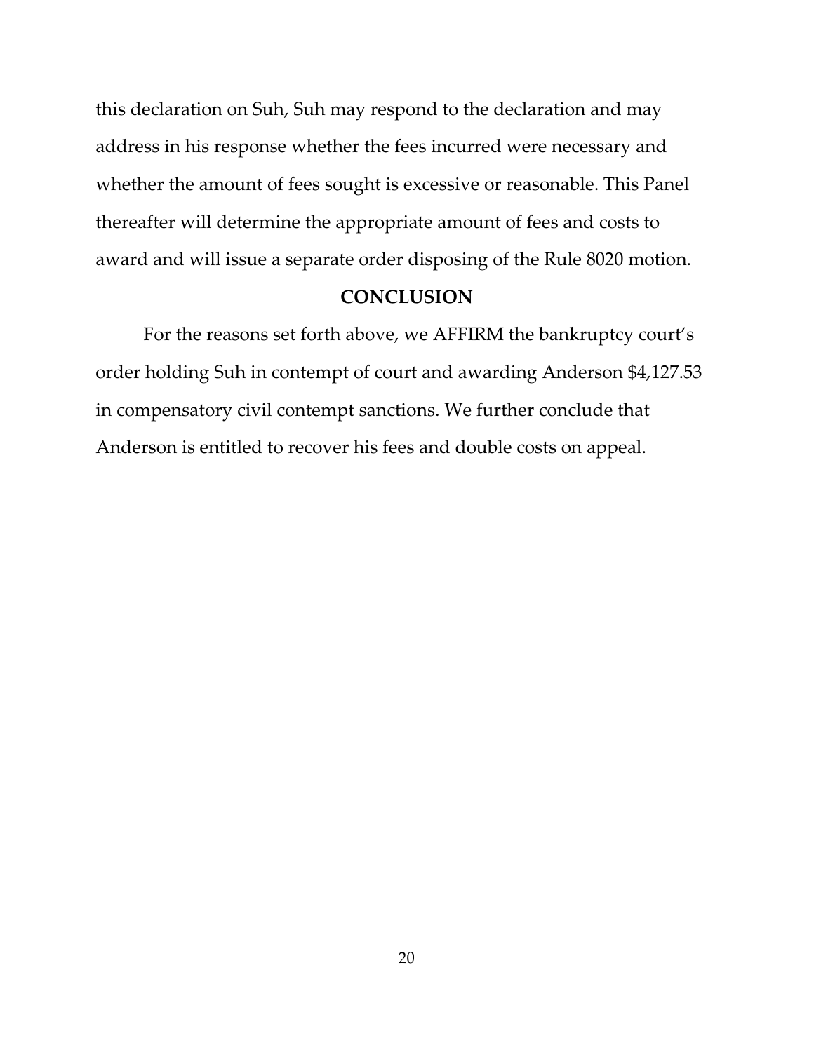this declaration on Suh, Suh may respond to the declaration and may address in his response whether the fees incurred were necessary and whether the amount of fees sought is excessive or reasonable. This Panel thereafter will determine the appropriate amount of fees and costs to award and will issue a separate order disposing of the Rule 8020 motion.

## CONCLUSION

For the reasons set forth above, we AFFIRM the bankruptcy court's order holding Suh in contempt of court and awarding Anderson $4,127.53 in compensatory civil contempt sanctions. We further conclude that Anderson is entitled to recover his fees and double costs on appeal.